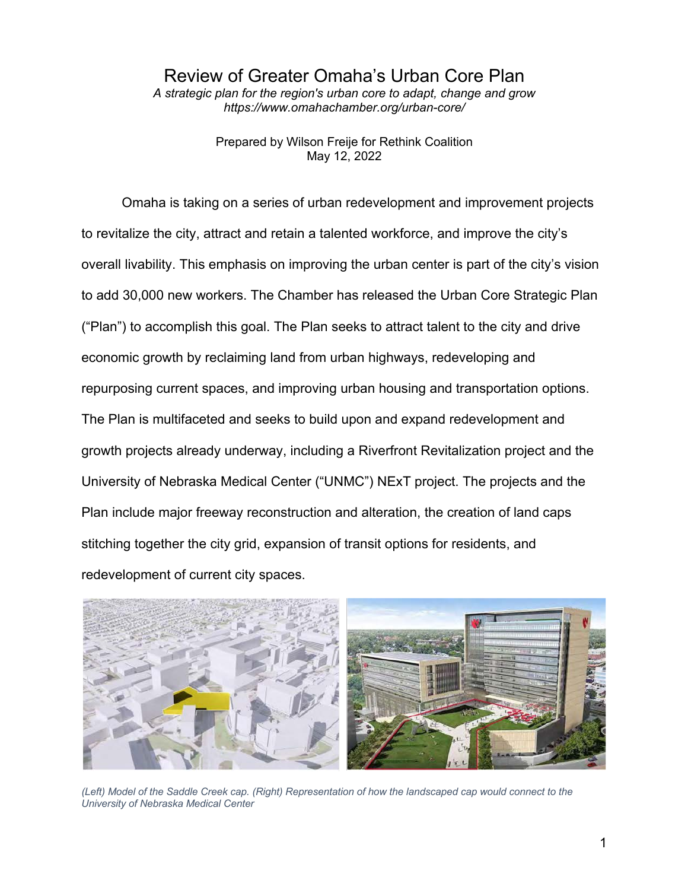# Review of Greater Omaha's Urban Core Plan

*A strategic plan for the region's urban core to adapt, change and grow*
*https://www.omahachamber.org/urban-core/*

Prepared by Wilson Freije for Rethink Coalition
May 12, 2022

Omaha is taking on a series of urban redevelopment and improvement projects to revitalize the city, attract and retain a talented workforce, and improve the city's overall livability. This emphasis on improving the urban center is part of the city's vision to add 30,000 new workers. The Chamber has released the Urban Core Strategic Plan ("Plan") to accomplish this goal. The Plan seeks to attract talent to the city and drive economic growth by reclaiming land from urban highways, redeveloping and repurposing current spaces, and improving urban housing and transportation options. The Plan is multifaceted and seeks to build upon and expand redevelopment and growth projects already underway, including a Riverfront Revitalization project and the University of Nebraska Medical Center ("UNMC") NExT project. The projects and the Plan include major freeway reconstruction and alteration, the creation of land caps stitching together the city grid, expansion of transit options for residents, and redevelopment of current city spaces.

*(Left) Model of the Saddle Creek cap. (Right) Representation of how the landscaped cap would connect to the University of Nebraska Medical Center*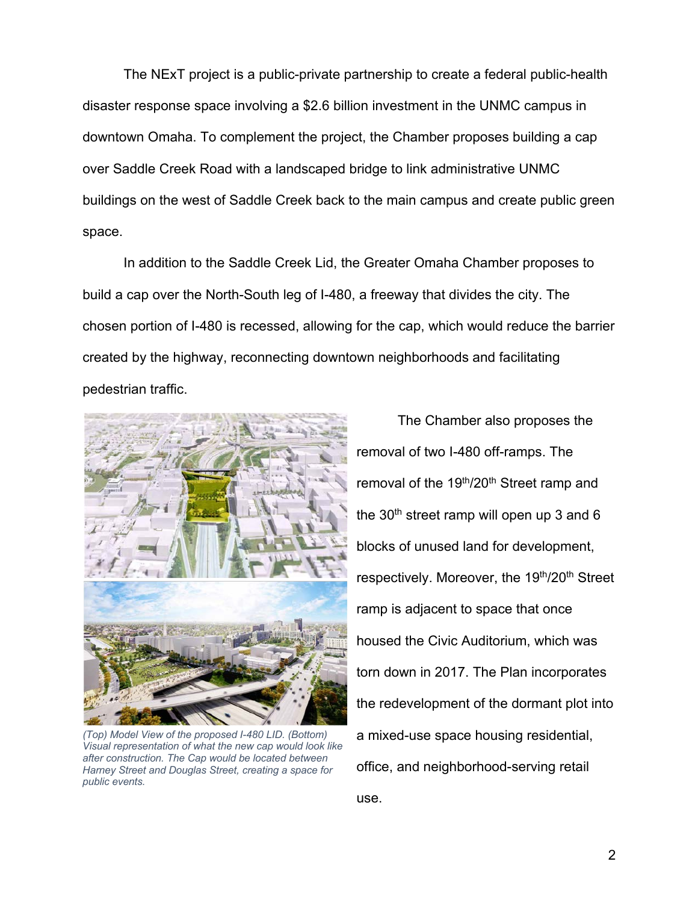The NExT project is a public-private partnership to create a federal public-health disaster response space involving a $2.6 billion investment in the UNMC campus in downtown Omaha. To complement the project, the Chamber proposes building a cap over Saddle Creek Road with a landscaped bridge to link administrative UNMC buildings on the west of Saddle Creek back to the main campus and create public green space.

In addition to the Saddle Creek Lid, the Greater Omaha Chamber proposes to build a cap over the North-South leg of I-480, a freeway that divides the city. The chosen portion of I-480 is recessed, allowing for the cap, which would reduce the barrier created by the highway, reconnecting downtown neighborhoods and facilitating pedestrian traffic.

*(Top) Model View of the proposed I-480 LID. (Bottom) Visual representation of what the new cap would look like after construction. The Cap would be located between Harney Street and Douglas Street, creating a space for public events.*

The Chamber also proposes the removal of two I-480 off-ramps. The removal of the 19th/20th Street ramp and the 30th street ramp will open up 3 and 6 blocks of unused land for development, respectively. Moreover, the 19th/20th Street ramp is adjacent to space that once housed the Civic Auditorium, which was torn down in 2017. The Plan incorporates the redevelopment of the dormant plot into a mixed-use space housing residential, office, and neighborhood-serving retail use.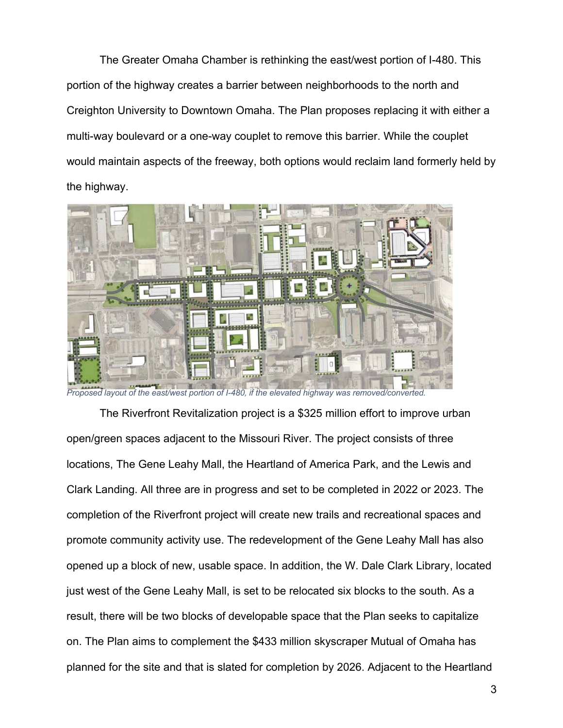The Greater Omaha Chamber is rethinking the east/west portion of I-480. This portion of the highway creates a barrier between neighborhoods to the north and Creighton University to Downtown Omaha. The Plan proposes replacing it with either a multi-way boulevard or a one-way couplet to remove this barrier. While the couplet would maintain aspects of the freeway, both options would reclaim land formerly held by the highway.

*Proposed layout of the east/west portion of I-480, if the elevated highway was removed/converted.*

The Riverfront Revitalization project is a $325 million effort to improve urban open/green spaces adjacent to the Missouri River. The project consists of three locations, The Gene Leahy Mall, the Heartland of America Park, and the Lewis and Clark Landing. All three are in progress and set to be completed in 2022 or 2023. The completion of the Riverfront project will create new trails and recreational spaces and promote community activity use. The redevelopment of the Gene Leahy Mall has also opened up a block of new, usable space. In addition, the W. Dale Clark Library, located just west of the Gene Leahy Mall, is set to be relocated six blocks to the south. As a result, there will be two blocks of developable space that the Plan seeks to capitalize on. The Plan aims to complement the $433 million skyscraper Mutual of Omaha has planned for the site and that is slated for completion by 2026. Adjacent to the Heartland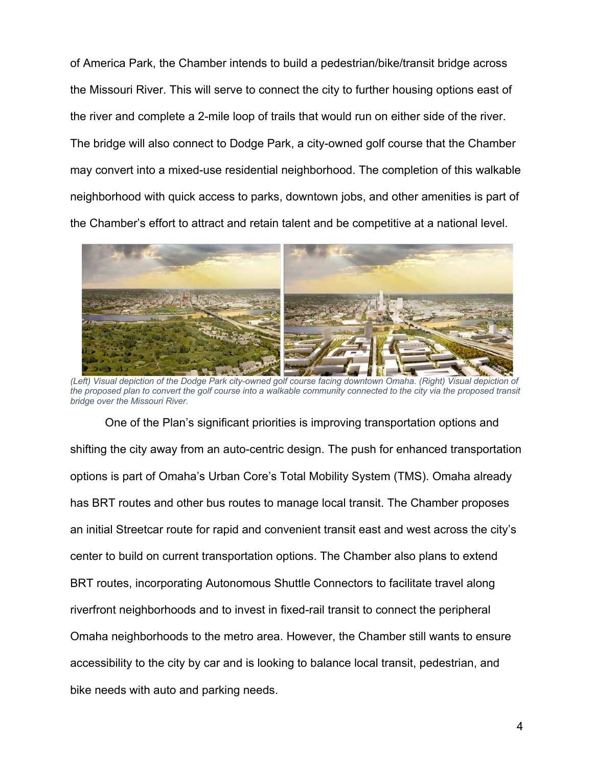of America Park, the Chamber intends to build a pedestrian/bike/transit bridge across the Missouri River. This will serve to connect the city to further housing options east of the river and complete a 2-mile loop of trails that would run on either side of the river. The bridge will also connect to Dodge Park, a city-owned golf course that the Chamber may convert into a mixed-use residential neighborhood. The completion of this walkable neighborhood with quick access to parks, downtown jobs, and other amenities is part of the Chamber's effort to attract and retain talent and be competitive at a national level.

*(Left) Visual depiction of the Dodge Park city-owned golf course facing downtown Omaha. (Right) Visual depiction of the proposed plan to convert the golf course into a walkable community connected to the city via the proposed transit bridge over the Missouri River.*

One of the Plan's significant priorities is improving transportation options and shifting the city away from an auto-centric design. The push for enhanced transportation options is part of Omaha's Urban Core's Total Mobility System (TMS). Omaha already has BRT routes and other bus routes to manage local transit. The Chamber proposes an initial Streetcar route for rapid and convenient transit east and west across the city's center to build on current transportation options. The Chamber also plans to extend BRT routes, incorporating Autonomous Shuttle Connectors to facilitate travel along riverfront neighborhoods and to invest in fixed-rail transit to connect the peripheral Omaha neighborhoods to the metro area. However, the Chamber still wants to ensure accessibility to the city by car and is looking to balance local transit, pedestrian, and bike needs with auto and parking needs.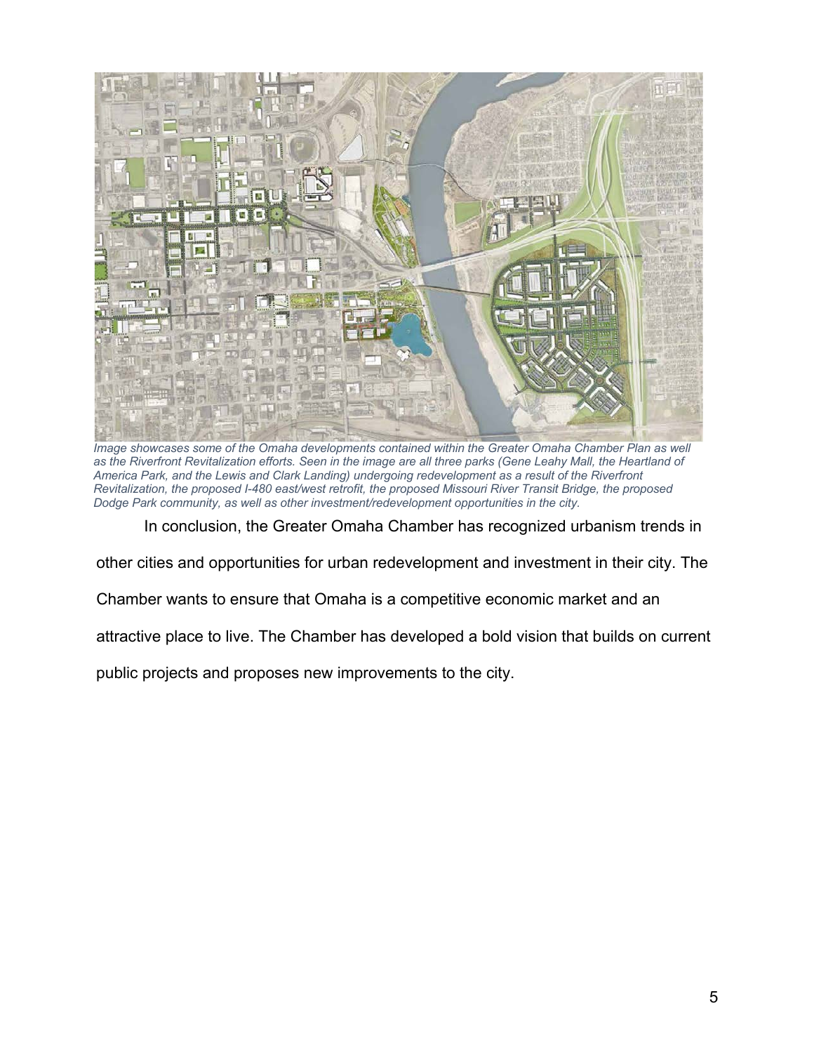*Image showcases some of the Omaha developments contained within the Greater Omaha Chamber Plan as well as the Riverfront Revitalization efforts. Seen in the image are all three parks (Gene Leahy Mall, the Heartland of America Park, and the Lewis and Clark Landing) undergoing redevelopment as a result of the Riverfront Revitalization, the proposed I-480 east/west retrofit, the proposed Missouri River Transit Bridge, the proposed Dodge Park community, as well as other investment/redevelopment opportunities in the city.*

In conclusion, the Greater Omaha Chamber has recognized urbanism trends in other cities and opportunities for urban redevelopment and investment in their city. The Chamber wants to ensure that Omaha is a competitive economic market and an attractive place to live. The Chamber has developed a bold vision that builds on current public projects and proposes new improvements to the city.